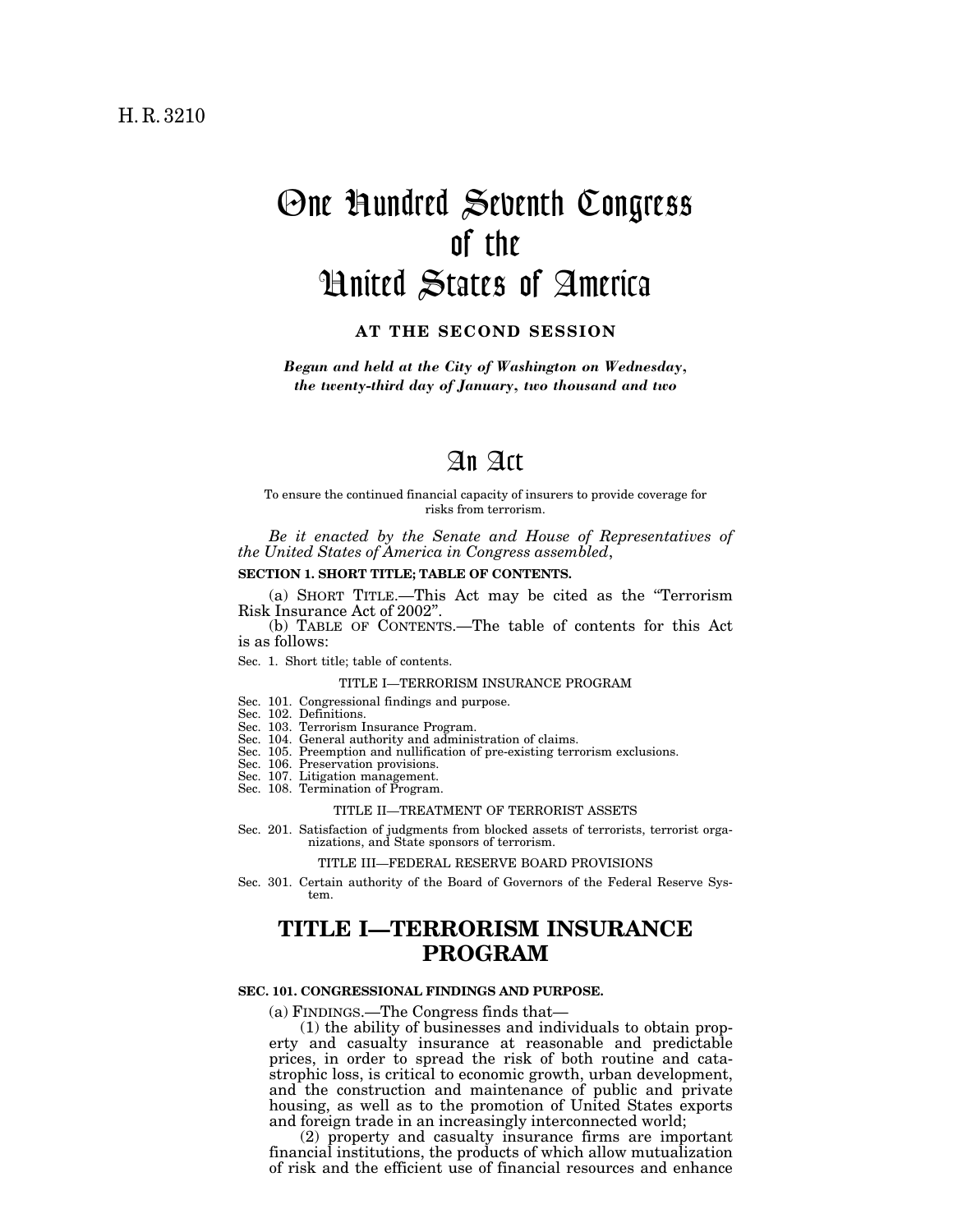H. R. 3210

# One Hundred Seventh Congress of the United States of America

**AT THE SECOND SESSION**

*Begun and held at the City of Washington on Wednesday, the twenty-third day of January, two thousand and two*

# An Act

To ensure the continued financial capacity of insurers to provide coverage for risks from terrorism.

*Be it enacted by the Senate and House of Representatives of the United States of America in Congress assembled*,

**SECTION 1. SHORT TITLE; TABLE OF CONTENTS.**

(a) SHORT TITLE.—This Act may be cited as the "Terrorism Risk Insurance Act of 2002".

(b) TABLE OF CONTENTS.—The table of contents for this Act is as follows:

Sec. 1. Short title; table of contents.

TITLE I—TERRORISM INSURANCE PROGRAM

Sec. 101. Congressional findings and purpose.
Sec. 102. Definitions.
Sec. 103. Terrorism Insurance Program.
Sec. 104. General authority and administration of claims.
Sec. 105. Preemption and nullification of pre-existing terrorism exclusions.
Sec. 106. Preservation provisions.
Sec. 107. Litigation management.
Sec. 108. Termination of Program.

TITLE II—TREATMENT OF TERRORIST ASSETS

Sec. 201. Satisfaction of judgments from blocked assets of terrorists, terrorist organizations, and State sponsors of terrorism.

TITLE III—FEDERAL RESERVE BOARD PROVISIONS

Sec. 301. Certain authority of the Board of Governors of the Federal Reserve System.

## TITLE I—TERRORISM INSURANCE PROGRAM

**SEC. 101. CONGRESSIONAL FINDINGS AND PURPOSE.**

(a) FINDINGS.—The Congress finds that—

(1) the ability of businesses and individuals to obtain property and casualty insurance at reasonable and predictable prices, in order to spread the risk of both routine and catastrophic loss, is critical to economic growth, urban development, and the construction and maintenance of public and private housing, as well as to the promotion of United States exports and foreign trade in an increasingly interconnected world;

(2) property and casualty insurance firms are important financial institutions, the products of which allow mutualization of risk and the efficient use of financial resources and enhance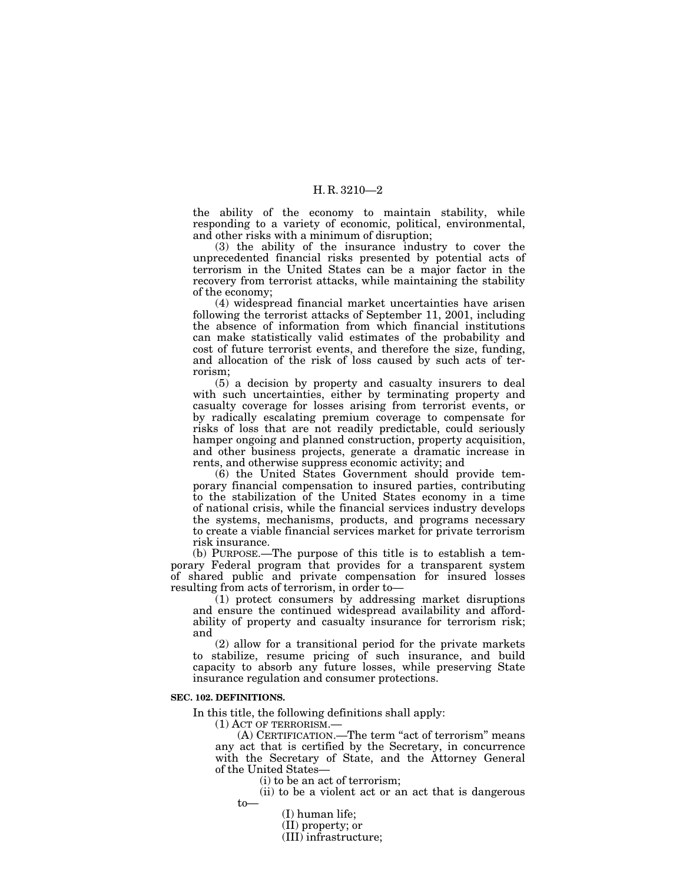the ability of the economy to maintain stability, while responding to a variety of economic, political, environmental, and other risks with a minimum of disruption;

(3) the ability of the insurance industry to cover the unprecedented financial risks presented by potential acts of terrorism in the United States can be a major factor in the recovery from terrorist attacks, while maintaining the stability of the economy;

(4) widespread financial market uncertainties have arisen following the terrorist attacks of September 11, 2001, including the absence of information from which financial institutions can make statistically valid estimates of the probability and cost of future terrorist events, and therefore the size, funding, and allocation of the risk of loss caused by such acts of terrorism;

(5) a decision by property and casualty insurers to deal with such uncertainties, either by terminating property and casualty coverage for losses arising from terrorist events, or by radically escalating premium coverage to compensate for risks of loss that are not readily predictable, could seriously hamper ongoing and planned construction, property acquisition, and other business projects, generate a dramatic increase in rents, and otherwise suppress economic activity; and

(6) the United States Government should provide temporary financial compensation to insured parties, contributing to the stabilization of the United States economy in a time of national crisis, while the financial services industry develops the systems, mechanisms, products, and programs necessary to create a viable financial services market for private terrorism risk insurance.

(b) PURPOSE.—The purpose of this title is to establish a temporary Federal program that provides for a transparent system of shared public and private compensation for insured losses resulting from acts of terrorism, in order to—

(1) protect consumers by addressing market disruptions and ensure the continued widespread availability and affordability of property and casualty insurance for terrorism risk; and

(2) allow for a transitional period for the private markets to stabilize, resume pricing of such insurance, and build capacity to absorb any future losses, while preserving State insurance regulation and consumer protections.

**SEC. 102. DEFINITIONS.**

In this title, the following definitions shall apply:

(1) ACT OF TERRORISM.—

(A) CERTIFICATION.—The term "act of terrorism" means any act that is certified by the Secretary, in concurrence with the Secretary of State, and the Attorney General of the United States—

(i) to be an act of terrorism;

(ii) to be a violent act or an act that is dangerous to—

(I) human life;

(II) property; or

(III) infrastructure;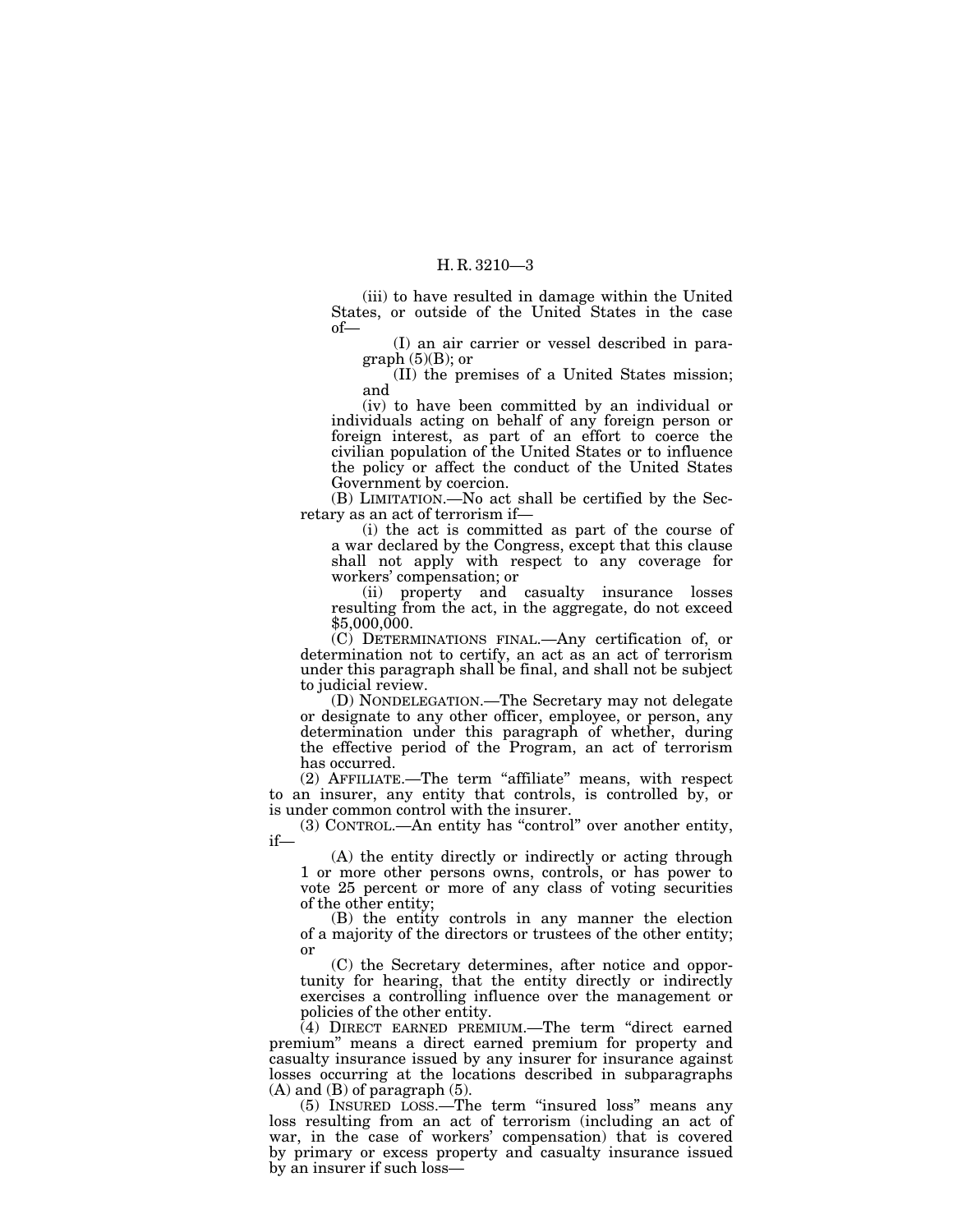(iii) to have resulted in damage within the United States, or outside of the United States in the case of—

(I) an air carrier or vessel described in paragraph (5)(B); or

(II) the premises of a United States mission; and

(iv) to have been committed by an individual or individuals acting on behalf of any foreign person or foreign interest, as part of an effort to coerce the civilian population of the United States or to influence the policy or affect the conduct of the United States Government by coercion.

(B) LIMITATION.—No act shall be certified by the Secretary as an act of terrorism if—

(i) the act is committed as part of the course of a war declared by the Congress, except that this clause shall not apply with respect to any coverage for workers' compensation; or

(ii) property and casualty insurance losses resulting from the act, in the aggregate, do not exceed $5,000,000.

(C) DETERMINATIONS FINAL.—Any certification of, or determination not to certify, an act as an act of terrorism under this paragraph shall be final, and shall not be subject to judicial review.

(D) NONDELEGATION.—The Secretary may not delegate or designate to any other officer, employee, or person, any determination under this paragraph of whether, during the effective period of the Program, an act of terrorism has occurred.

(2) AFFILIATE.—The term "affiliate" means, with respect to an insurer, any entity that controls, is controlled by, or is under common control with the insurer.

(3) CONTROL.—An entity has "control" over another entity, if—

(A) the entity directly or indirectly or acting through 1 or more other persons owns, controls, or has power to vote 25 percent or more of any class of voting securities of the other entity;

(B) the entity controls in any manner the election of a majority of the directors or trustees of the other entity; or

(C) the Secretary determines, after notice and opportunity for hearing, that the entity directly or indirectly exercises a controlling influence over the management or policies of the other entity.

(4) DIRECT EARNED PREMIUM.—The term "direct earned premium" means a direct earned premium for property and casualty insurance issued by any insurer for insurance against losses occurring at the locations described in subparagraphs (A) and (B) of paragraph (5).

(5) INSURED LOSS.—The term "insured loss" means any loss resulting from an act of terrorism (including an act of war, in the case of workers' compensation) that is covered by primary or excess property and casualty insurance issued by an insurer if such loss—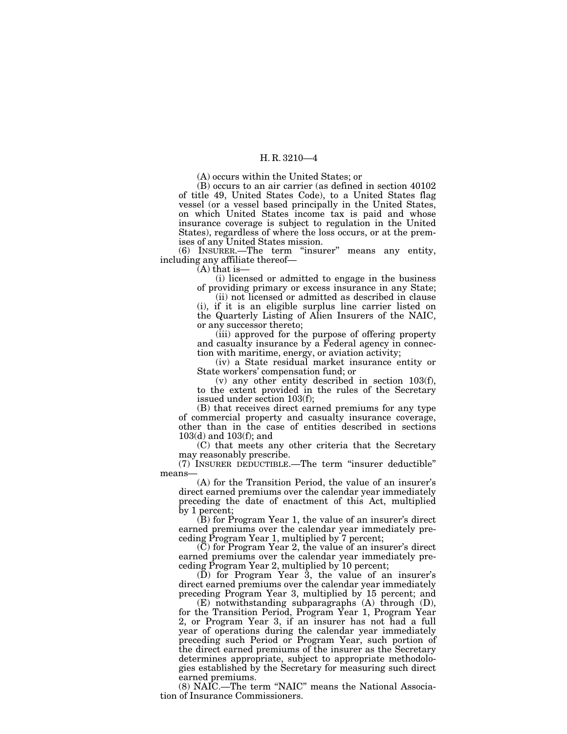(A) occurs within the United States; or

(B) occurs to an air carrier (as defined in section 40102 of title 49, United States Code), to a United States flag vessel (or a vessel based principally in the United States, on which United States income tax is paid and whose insurance coverage is subject to regulation in the United States), regardless of where the loss occurs, or at the premises of any United States mission.

(6) INSURER.—The term "insurer" means any entity, including any affiliate thereof—

(A) that is—

(i) licensed or admitted to engage in the business of providing primary or excess insurance in any State;

(ii) not licensed or admitted as described in clause (i), if it is an eligible surplus line carrier listed on the Quarterly Listing of Alien Insurers of the NAIC, or any successor thereto;

(iii) approved for the purpose of offering property and casualty insurance by a Federal agency in connection with maritime, energy, or aviation activity;

(iv) a State residual market insurance entity or State workers' compensation fund; or

(v) any other entity described in section 103(f), to the extent provided in the rules of the Secretary issued under section 103(f);

(B) that receives direct earned premiums for any type of commercial property and casualty insurance coverage, other than in the case of entities described in sections 103(d) and 103(f); and

(C) that meets any other criteria that the Secretary may reasonably prescribe.

(7) INSURER DEDUCTIBLE.—The term "insurer deductible" means—

(A) for the Transition Period, the value of an insurer's direct earned premiums over the calendar year immediately preceding the date of enactment of this Act, multiplied by 1 percent;

(B) for Program Year 1, the value of an insurer's direct earned premiums over the calendar year immediately preceding Program Year 1, multiplied by 7 percent;

(C) for Program Year 2, the value of an insurer's direct earned premiums over the calendar year immediately preceding Program Year 2, multiplied by 10 percent;

(D) for Program Year 3, the value of an insurer's direct earned premiums over the calendar year immediately preceding Program Year 3, multiplied by 15 percent; and

(E) notwithstanding subparagraphs (A) through (D), for the Transition Period, Program Year 1, Program Year 2, or Program Year 3, if an insurer has not had a full year of operations during the calendar year immediately preceding such Period or Program Year, such portion of the direct earned premiums of the insurer as the Secretary determines appropriate, subject to appropriate methodologies established by the Secretary for measuring such direct earned premiums.

(8) NAIC.—The term "NAIC" means the National Association of Insurance Commissioners.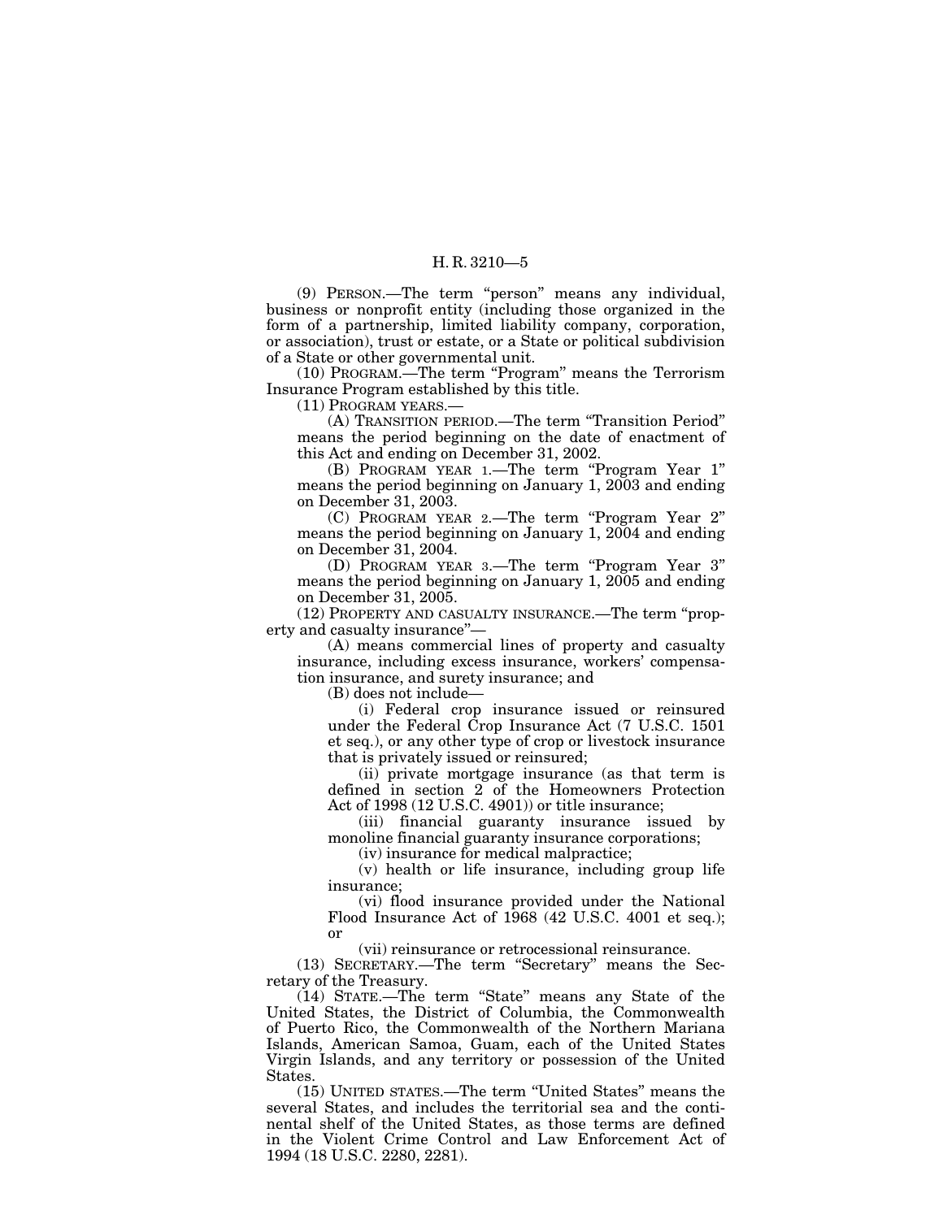(9) PERSON.—The term "person" means any individual, business or nonprofit entity (including those organized in the form of a partnership, limited liability company, corporation, or association), trust or estate, or a State or political subdivision of a State or other governmental unit.

(10) PROGRAM.—The term "Program" means the Terrorism Insurance Program established by this title.

(11) PROGRAM YEARS.—

(A) TRANSITION PERIOD.—The term "Transition Period" means the period beginning on the date of enactment of this Act and ending on December 31, 2002.

(B) PROGRAM YEAR 1.—The term "Program Year 1" means the period beginning on January 1, 2003 and ending on December 31, 2003.

(C) PROGRAM YEAR 2.—The term "Program Year 2" means the period beginning on January 1, 2004 and ending on December 31, 2004.

(D) PROGRAM YEAR 3.—The term "Program Year 3" means the period beginning on January 1, 2005 and ending on December 31, 2005.

(12) PROPERTY AND CASUALTY INSURANCE.—The term "property and casualty insurance"—

(A) means commercial lines of property and casualty insurance, including excess insurance, workers' compensation insurance, and surety insurance; and

(B) does not include—

(i) Federal crop insurance issued or reinsured under the Federal Crop Insurance Act (7 U.S.C. 1501 et seq.), or any other type of crop or livestock insurance that is privately issued or reinsured;

(ii) private mortgage insurance (as that term is defined in section 2 of the Homeowners Protection Act of 1998 (12 U.S.C. 4901)) or title insurance;

(iii) financial guaranty insurance issued by monoline financial guaranty insurance corporations;

(iv) insurance for medical malpractice;

(v) health or life insurance, including group life insurance;

(vi) flood insurance provided under the National Flood Insurance Act of 1968 (42 U.S.C. 4001 et seq.); or

(vii) reinsurance or retrocessional reinsurance.

(13) SECRETARY.—The term "Secretary" means the Secretary of the Treasury.

(14) STATE.—The term "State" means any State of the United States, the District of Columbia, the Commonwealth of Puerto Rico, the Commonwealth of the Northern Mariana Islands, American Samoa, Guam, each of the United States Virgin Islands, and any territory or possession of the United States.

(15) UNITED STATES.—The term "United States" means the several States, and includes the territorial sea and the continental shelf of the United States, as those terms are defined in the Violent Crime Control and Law Enforcement Act of 1994 (18 U.S.C. 2280, 2281).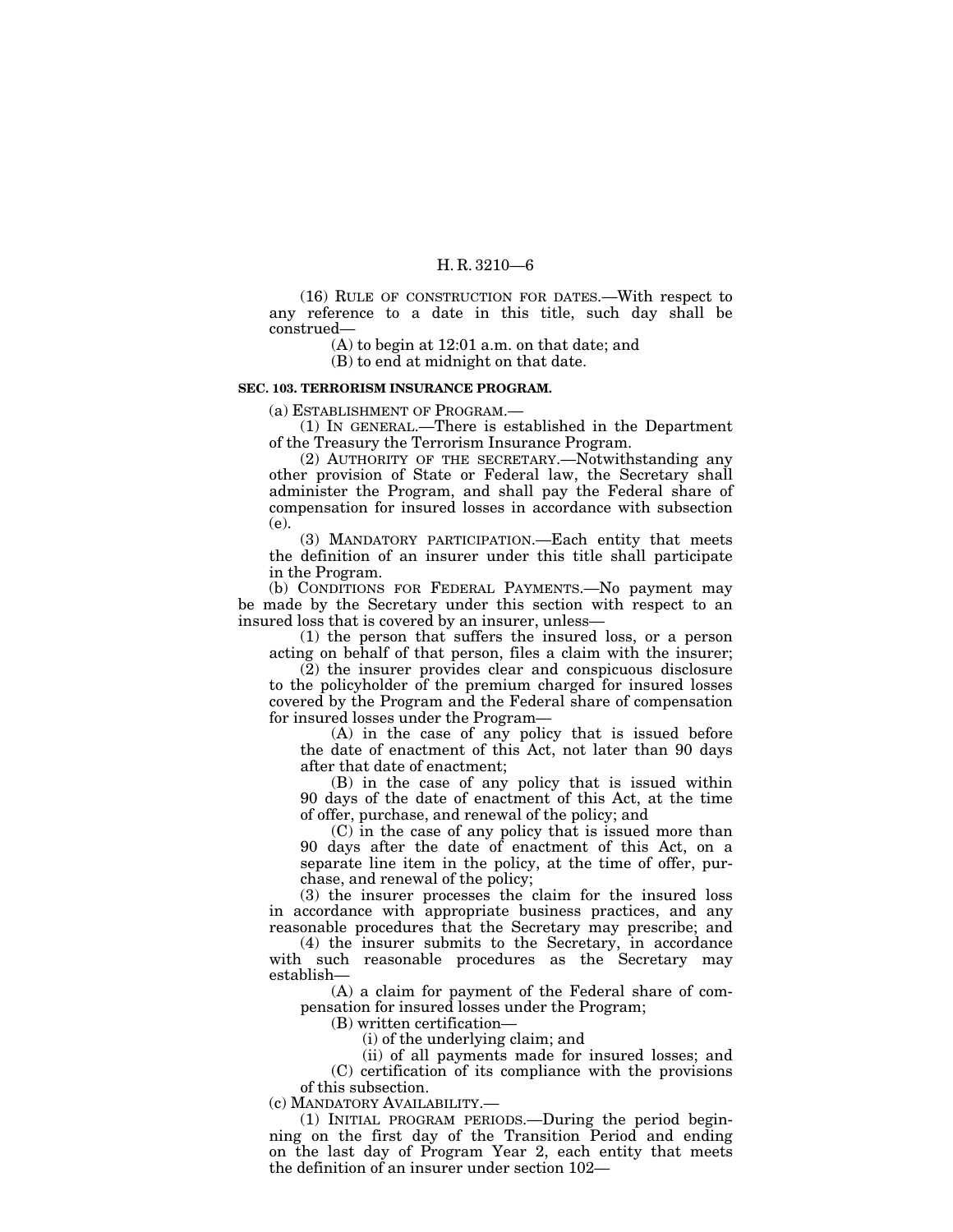(16) RULE OF CONSTRUCTION FOR DATES.—With respect to any reference to a date in this title, such day shall be construed—

(A) to begin at 12:01 a.m. on that date; and

(B) to end at midnight on that date.

**SEC. 103. TERRORISM INSURANCE PROGRAM.**

(a) ESTABLISHMENT OF PROGRAM.—

(1) IN GENERAL.—There is established in the Department of the Treasury the Terrorism Insurance Program.

(2) AUTHORITY OF THE SECRETARY.—Notwithstanding any other provision of State or Federal law, the Secretary shall administer the Program, and shall pay the Federal share of compensation for insured losses in accordance with subsection (e).

(3) MANDATORY PARTICIPATION.—Each entity that meets the definition of an insurer under this title shall participate in the Program.

(b) CONDITIONS FOR FEDERAL PAYMENTS.—No payment may be made by the Secretary under this section with respect to an insured loss that is covered by an insurer, unless—

(1) the person that suffers the insured loss, or a person acting on behalf of that person, files a claim with the insurer;

(2) the insurer provides clear and conspicuous disclosure to the policyholder of the premium charged for insured losses covered by the Program and the Federal share of compensation for insured losses under the Program—

(A) in the case of any policy that is issued before the date of enactment of this Act, not later than 90 days after that date of enactment;

(B) in the case of any policy that is issued within 90 days of the date of enactment of this Act, at the time of offer, purchase, and renewal of the policy; and

(C) in the case of any policy that is issued more than 90 days after the date of enactment of this Act, on a separate line item in the policy, at the time of offer, purchase, and renewal of the policy;

(3) the insurer processes the claim for the insured loss in accordance with appropriate business practices, and any reasonable procedures that the Secretary may prescribe; and

(4) the insurer submits to the Secretary, in accordance with such reasonable procedures as the Secretary may establish—

(A) a claim for payment of the Federal share of compensation for insured losses under the Program;

(B) written certification—

(i) of the underlying claim; and

(ii) of all payments made for insured losses; and

(C) certification of its compliance with the provisions of this subsection.

(c) MANDATORY AVAILABILITY.—

(1) INITIAL PROGRAM PERIODS.—During the period beginning on the first day of the Transition Period and ending on the last day of Program Year 2, each entity that meets the definition of an insurer under section 102—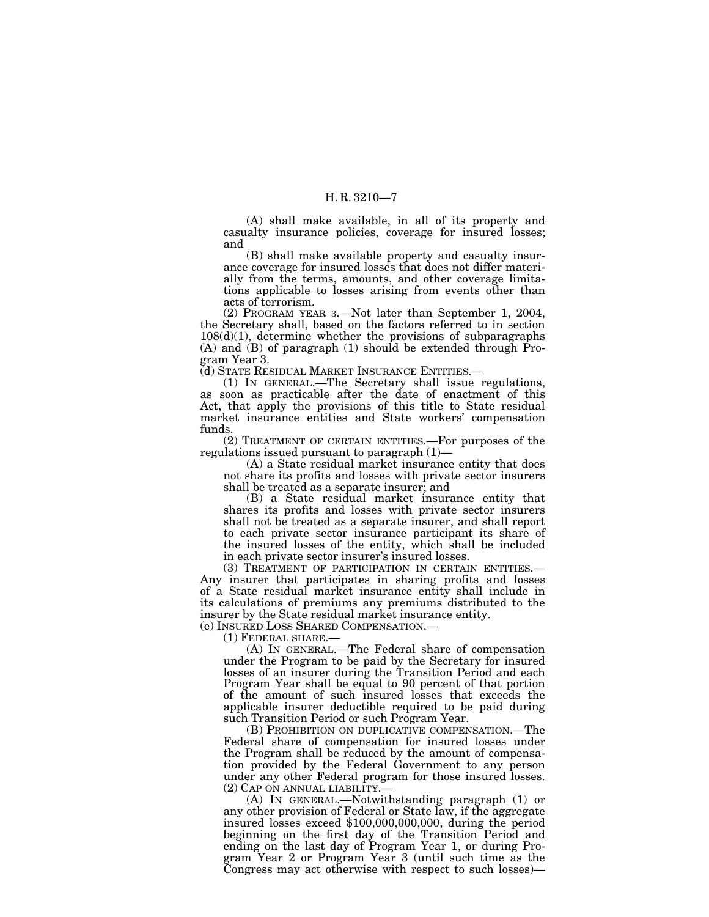(A) shall make available, in all of its property and casualty insurance policies, coverage for insured losses; and

(B) shall make available property and casualty insurance coverage for insured losses that does not differ materially from the terms, amounts, and other coverage limitations applicable to losses arising from events other than acts of terrorism.

(2) PROGRAM YEAR 3.—Not later than September 1, 2004, the Secretary shall, based on the factors referred to in section 108(d)(1), determine whether the provisions of subparagraphs (A) and (B) of paragraph (1) should be extended through Program Year 3.

(d) STATE RESIDUAL MARKET INSURANCE ENTITIES.—

(1) IN GENERAL.—The Secretary shall issue regulations, as soon as practicable after the date of enactment of this Act, that apply the provisions of this title to State residual market insurance entities and State workers' compensation funds.

(2) TREATMENT OF CERTAIN ENTITIES.—For purposes of the regulations issued pursuant to paragraph (1)—

(A) a State residual market insurance entity that does not share its profits and losses with private sector insurers shall be treated as a separate insurer; and

(B) a State residual market insurance entity that shares its profits and losses with private sector insurers shall not be treated as a separate insurer, and shall report to each private sector insurance participant its share of the insured losses of the entity, which shall be included in each private sector insurer's insured losses.

(3) TREATMENT OF PARTICIPATION IN CERTAIN ENTITIES.—Any insurer that participates in sharing profits and losses of a State residual market insurance entity shall include in its calculations of premiums any premiums distributed to the insurer by the State residual market insurance entity.

(e) INSURED LOSS SHARED COMPENSATION.—

(1) FEDERAL SHARE.—

(A) IN GENERAL.—The Federal share of compensation under the Program to be paid by the Secretary for insured losses of an insurer during the Transition Period and each Program Year shall be equal to 90 percent of that portion of the amount of such insured losses that exceeds the applicable insurer deductible required to be paid during such Transition Period or such Program Year.

(B) PROHIBITION ON DUPLICATIVE COMPENSATION.—The Federal share of compensation for insured losses under the Program shall be reduced by the amount of compensation provided by the Federal Government to any person under any other Federal program for those insured losses.

(2) CAP ON ANNUAL LIABILITY.—

(A) IN GENERAL.—Notwithstanding paragraph (1) or any other provision of Federal or State law, if the aggregate insured losses exceed $100,000,000,000, during the period beginning on the first day of the Transition Period and ending on the last day of Program Year 1, or during Program Year 2 or Program Year 3 (until such time as the Congress may act otherwise with respect to such losses)—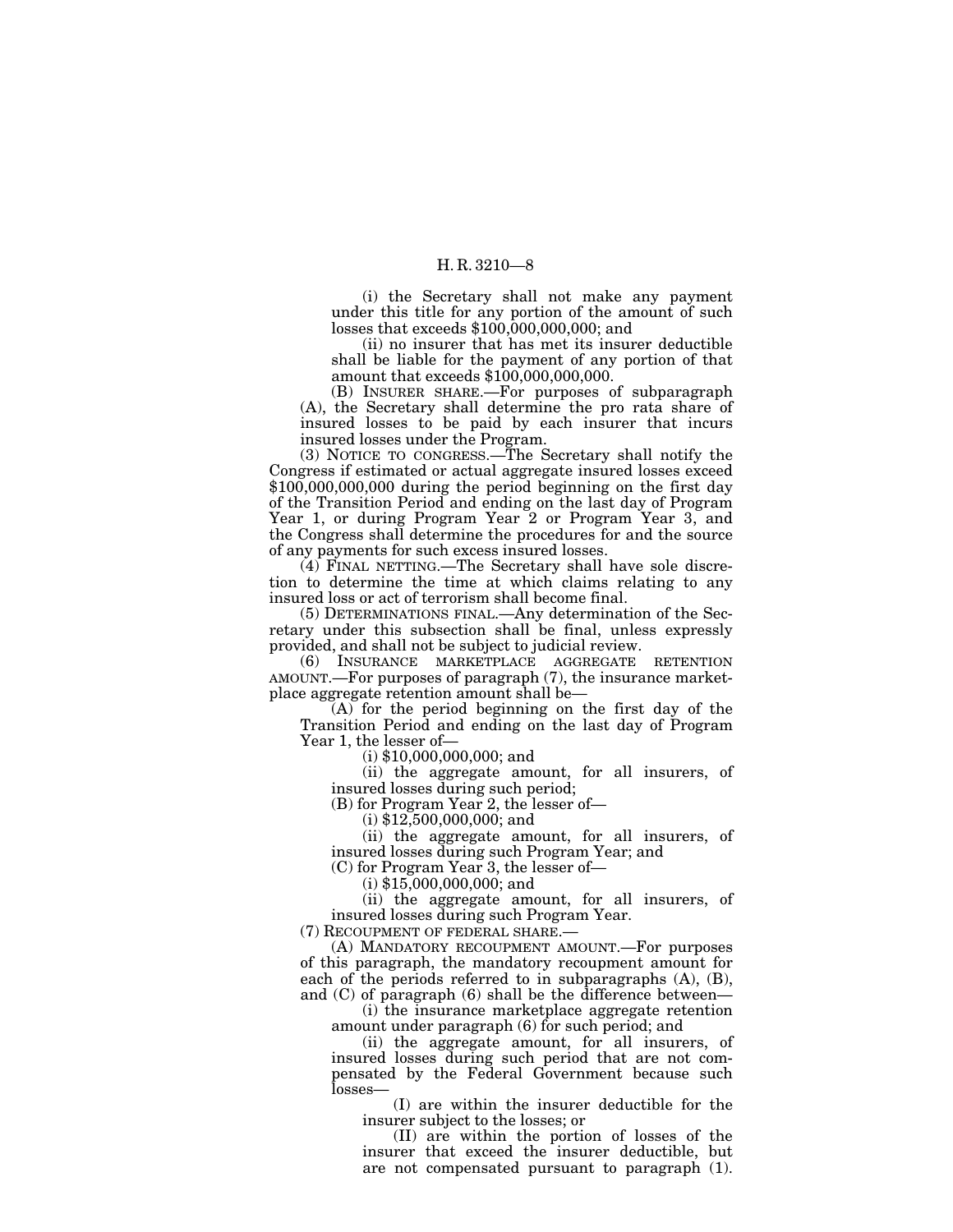(i) the Secretary shall not make any payment under this title for any portion of the amount of such losses that exceeds $100,000,000,000; and

(ii) no insurer that has met its insurer deductible shall be liable for the payment of any portion of that amount that exceeds $100,000,000,000.

(B) INSURER SHARE.—For purposes of subparagraph (A), the Secretary shall determine the pro rata share of insured losses to be paid by each insurer that incurs insured losses under the Program.

(3) NOTICE TO CONGRESS.—The Secretary shall notify the Congress if estimated or actual aggregate insured losses exceed $100,000,000,000 during the period beginning on the first day of the Transition Period and ending on the last day of Program Year 1, or during Program Year 2 or Program Year 3, and the Congress shall determine the procedures for and the source of any payments for such excess insured losses.

(4) FINAL NETTING.—The Secretary shall have sole discretion to determine the time at which claims relating to any insured loss or act of terrorism shall become final.

(5) DETERMINATIONS FINAL.—Any determination of the Secretary under this subsection shall be final, unless expressly provided, and shall not be subject to judicial review.

(6) INSURANCE MARKETPLACE AGGREGATE RETENTION AMOUNT.—For purposes of paragraph (7), the insurance marketplace aggregate retention amount shall be—

(A) for the period beginning on the first day of the Transition Period and ending on the last day of Program Year 1, the lesser of—

(i) $10,000,000,000; and

(ii) the aggregate amount, for all insurers, of insured losses during such period;

(B) for Program Year 2, the lesser of—

(i) $12,500,000,000; and

(ii) the aggregate amount, for all insurers, of insured losses during such Program Year; and

(C) for Program Year 3, the lesser of—

(i) $15,000,000,000; and

(ii) the aggregate amount, for all insurers, of insured losses during such Program Year.

(7) RECOUPMENT OF FEDERAL SHARE.—

(A) MANDATORY RECOUPMENT AMOUNT.—For purposes of this paragraph, the mandatory recoupment amount for each of the periods referred to in subparagraphs (A), (B), and (C) of paragraph (6) shall be the difference between—

(i) the insurance marketplace aggregate retention amount under paragraph (6) for such period; and

(ii) the aggregate amount, for all insurers, of insured losses during such period that are not compensated by the Federal Government because such losses—

(I) are within the insurer deductible for the insurer subject to the losses; or

(II) are within the portion of losses of the insurer that exceed the insurer deductible, but are not compensated pursuant to paragraph (1).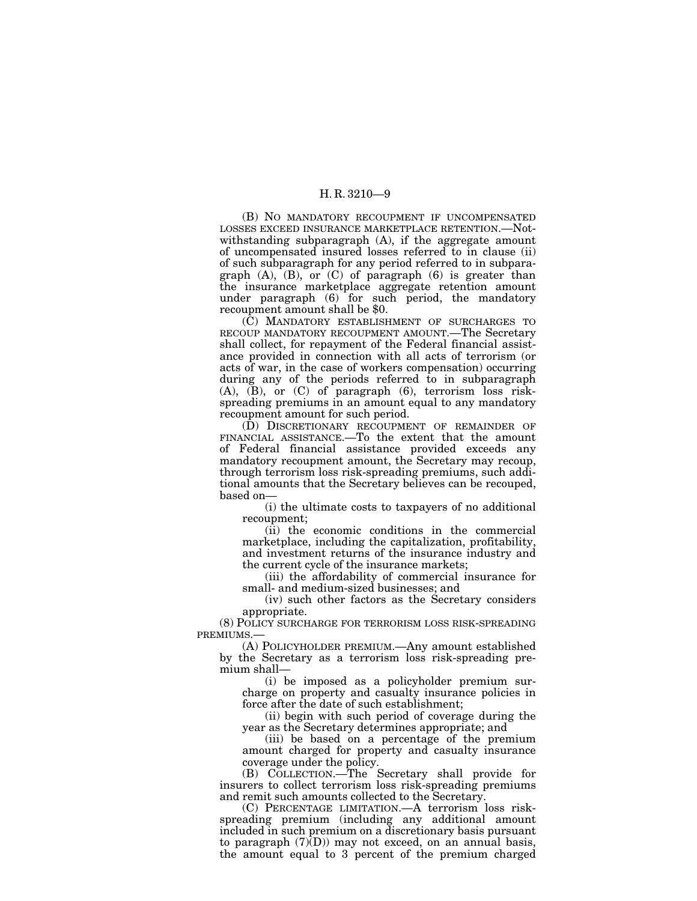(B) NO MANDATORY RECOUPMENT IF UNCOMPENSATED LOSSES EXCEED INSURANCE MARKETPLACE RETENTION.—Notwithstanding subparagraph (A), if the aggregate amount of uncompensated insured losses referred to in clause (ii) of such subparagraph for any period referred to in subparagraph (A), (B), or (C) of paragraph (6) is greater than the insurance marketplace aggregate retention amount under paragraph (6) for such period, the mandatory recoupment amount shall be $0.

(C) MANDATORY ESTABLISHMENT OF SURCHARGES TO RECOUP MANDATORY RECOUPMENT AMOUNT.—The Secretary shall collect, for repayment of the Federal financial assistance provided in connection with all acts of terrorism (or acts of war, in the case of workers compensation) occurring during any of the periods referred to in subparagraph (A), (B), or (C) of paragraph (6), terrorism loss risk-spreading premiums in an amount equal to any mandatory recoupment amount for such period.

(D) DISCRETIONARY RECOUPMENT OF REMAINDER OF FINANCIAL ASSISTANCE.—To the extent that the amount of Federal financial assistance provided exceeds any mandatory recoupment amount, the Secretary may recoup, through terrorism loss risk-spreading premiums, such additional amounts that the Secretary believes can be recouped, based on—

(i) the ultimate costs to taxpayers of no additional recoupment;

(ii) the economic conditions in the commercial marketplace, including the capitalization, profitability, and investment returns of the insurance industry and the current cycle of the insurance markets;

(iii) the affordability of commercial insurance for small- and medium-sized businesses; and

(iv) such other factors as the Secretary considers appropriate.

(8) POLICY SURCHARGE FOR TERRORISM LOSS RISK-SPREADING PREMIUMS.—

(A) POLICYHOLDER PREMIUM.—Any amount established by the Secretary as a terrorism loss risk-spreading premium shall—

(i) be imposed as a policyholder premium surcharge on property and casualty insurance policies in force after the date of such establishment;

(ii) begin with such period of coverage during the year as the Secretary determines appropriate; and

(iii) be based on a percentage of the premium amount charged for property and casualty insurance coverage under the policy.

(B) COLLECTION.—The Secretary shall provide for insurers to collect terrorism loss risk-spreading premiums and remit such amounts collected to the Secretary.

(C) PERCENTAGE LIMITATION.—A terrorism loss risk-spreading premium (including any additional amount included in such premium on a discretionary basis pursuant to paragraph (7)(D)) may not exceed, on an annual basis, the amount equal to 3 percent of the premium charged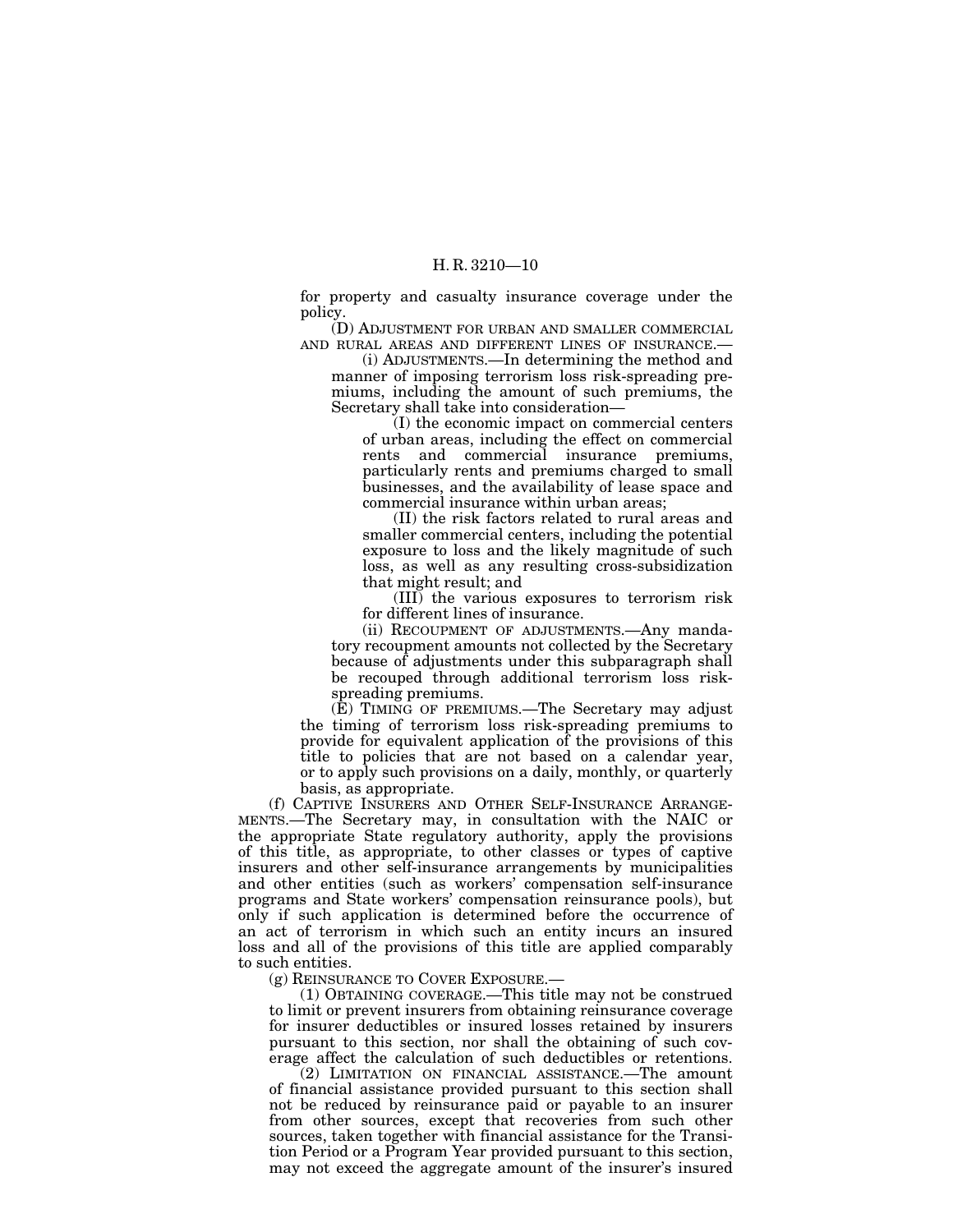for property and casualty insurance coverage under the policy.

(D) ADJUSTMENT FOR URBAN AND SMALLER COMMERCIAL AND RURAL AREAS AND DIFFERENT LINES OF INSURANCE.—

(i) ADJUSTMENTS.—In determining the method and manner of imposing terrorism loss risk-spreading premiums, including the amount of such premiums, the Secretary shall take into consideration—

(I) the economic impact on commercial centers of urban areas, including the effect on commercial rents and commercial insurance premiums, particularly rents and premiums charged to small businesses, and the availability of lease space and commercial insurance within urban areas;

(II) the risk factors related to rural areas and smaller commercial centers, including the potential exposure to loss and the likely magnitude of such loss, as well as any resulting cross-subsidization that might result; and

(III) the various exposures to terrorism risk for different lines of insurance.

(ii) RECOUPMENT OF ADJUSTMENTS.—Any mandatory recoupment amounts not collected by the Secretary because of adjustments under this subparagraph shall be recouped through additional terrorism loss risk-spreading premiums.

(E) TIMING OF PREMIUMS.—The Secretary may adjust the timing of terrorism loss risk-spreading premiums to provide for equivalent application of the provisions of this title to policies that are not based on a calendar year, or to apply such provisions on a daily, monthly, or quarterly basis, as appropriate.

(f) CAPTIVE INSURERS AND OTHER SELF-INSURANCE ARRANGEMENTS.—The Secretary may, in consultation with the NAIC or the appropriate State regulatory authority, apply the provisions of this title, as appropriate, to other classes or types of captive insurers and other self-insurance arrangements by municipalities and other entities (such as workers' compensation self-insurance programs and State workers' compensation reinsurance pools), but only if such application is determined before the occurrence of an act of terrorism in which such an entity incurs an insured loss and all of the provisions of this title are applied comparably to such entities.

(g) REINSURANCE TO COVER EXPOSURE.—

(1) OBTAINING COVERAGE.—This title may not be construed to limit or prevent insurers from obtaining reinsurance coverage for insurer deductibles or insured losses retained by insurers pursuant to this section, nor shall the obtaining of such coverage affect the calculation of such deductibles or retentions.

(2) LIMITATION ON FINANCIAL ASSISTANCE.—The amount of financial assistance provided pursuant to this section shall not be reduced by reinsurance paid or payable to an insurer from other sources, except that recoveries from such other sources, taken together with financial assistance for the Transition Period or a Program Year provided pursuant to this section, may not exceed the aggregate amount of the insurer's insured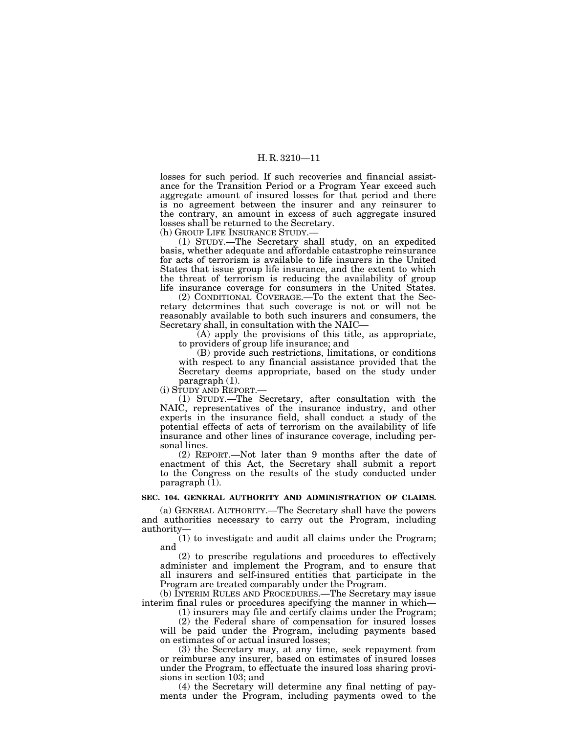losses for such period. If such recoveries and financial assistance for the Transition Period or a Program Year exceed such aggregate amount of insured losses for that period and there is no agreement between the insurer and any reinsurer to the contrary, an amount in excess of such aggregate insured losses shall be returned to the Secretary.

(h) GROUP LIFE INSURANCE STUDY.—

(1) STUDY.—The Secretary shall study, on an expedited basis, whether adequate and affordable catastrophe reinsurance for acts of terrorism is available to life insurers in the United States that issue group life insurance, and the extent to which the threat of terrorism is reducing the availability of group life insurance coverage for consumers in the United States.

(2) CONDITIONAL COVERAGE.—To the extent that the Secretary determines that such coverage is not or will not be reasonably available to both such insurers and consumers, the Secretary shall, in consultation with the NAIC—

(A) apply the provisions of this title, as appropriate, to providers of group life insurance; and

(B) provide such restrictions, limitations, or conditions with respect to any financial assistance provided that the Secretary deems appropriate, based on the study under paragraph (1).

(i) STUDY AND REPORT.—

(1) STUDY.—The Secretary, after consultation with the NAIC, representatives of the insurance industry, and other experts in the insurance field, shall conduct a study of the potential effects of acts of terrorism on the availability of life insurance and other lines of insurance coverage, including personal lines.

(2) REPORT.—Not later than 9 months after the date of enactment of this Act, the Secretary shall submit a report to the Congress on the results of the study conducted under paragraph (1).

**SEC. 104. GENERAL AUTHORITY AND ADMINISTRATION OF CLAIMS.**

(a) GENERAL AUTHORITY.—The Secretary shall have the powers and authorities necessary to carry out the Program, including authority—

(1) to investigate and audit all claims under the Program; and

(2) to prescribe regulations and procedures to effectively administer and implement the Program, and to ensure that all insurers and self-insured entities that participate in the Program are treated comparably under the Program.

(b) INTERIM RULES AND PROCEDURES.—The Secretary may issue interim final rules or procedures specifying the manner in which—

(1) insurers may file and certify claims under the Program;

(2) the Federal share of compensation for insured losses will be paid under the Program, including payments based on estimates of or actual insured losses;

(3) the Secretary may, at any time, seek repayment from or reimburse any insurer, based on estimates of insured losses under the Program, to effectuate the insured loss sharing provisions in section 103; and

(4) the Secretary will determine any final netting of payments under the Program, including payments owed to the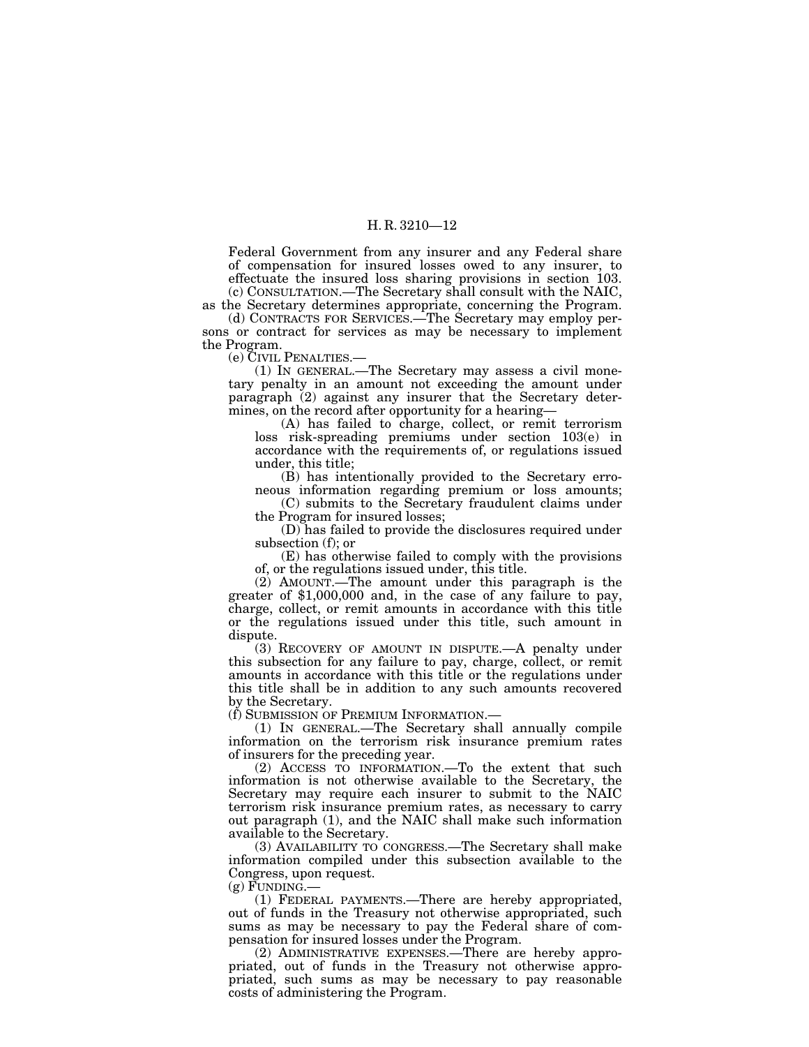Federal Government from any insurer and any Federal share of compensation for insured losses owed to any insurer, to effectuate the insured loss sharing provisions in section 103.

(c) CONSULTATION.—The Secretary shall consult with the NAIC, as the Secretary determines appropriate, concerning the Program.

(d) CONTRACTS FOR SERVICES.—The Secretary may employ persons or contract for services as may be necessary to implement the Program.

(e) CIVIL PENALTIES.—

(1) IN GENERAL.—The Secretary may assess a civil monetary penalty in an amount not exceeding the amount under paragraph (2) against any insurer that the Secretary determines, on the record after opportunity for a hearing—

(A) has failed to charge, collect, or remit terrorism loss risk-spreading premiums under section 103(e) in accordance with the requirements of, or regulations issued under, this title;

(B) has intentionally provided to the Secretary erroneous information regarding premium or loss amounts;

(C) submits to the Secretary fraudulent claims under the Program for insured losses;

(D) has failed to provide the disclosures required under subsection (f); or

(E) has otherwise failed to comply with the provisions of, or the regulations issued under, this title.

(2) AMOUNT.—The amount under this paragraph is the greater of $1,000,000 and, in the case of any failure to pay, charge, collect, or remit amounts in accordance with this title or the regulations issued under this title, such amount in dispute.

(3) RECOVERY OF AMOUNT IN DISPUTE.—A penalty under this subsection for any failure to pay, charge, collect, or remit amounts in accordance with this title or the regulations under this title shall be in addition to any such amounts recovered by the Secretary.

(f) SUBMISSION OF PREMIUM INFORMATION.—

(1) IN GENERAL.—The Secretary shall annually compile information on the terrorism risk insurance premium rates of insurers for the preceding year.

(2) ACCESS TO INFORMATION.—To the extent that such information is not otherwise available to the Secretary, the Secretary may require each insurer to submit to the NAIC terrorism risk insurance premium rates, as necessary to carry out paragraph (1), and the NAIC shall make such information available to the Secretary.

(3) AVAILABILITY TO CONGRESS.—The Secretary shall make information compiled under this subsection available to the Congress, upon request.

(g) FUNDING.—

(1) FEDERAL PAYMENTS.—There are hereby appropriated, out of funds in the Treasury not otherwise appropriated, such sums as may be necessary to pay the Federal share of compensation for insured losses under the Program.

(2) ADMINISTRATIVE EXPENSES.—There are hereby appropriated, out of funds in the Treasury not otherwise appropriated, such sums as may be necessary to pay reasonable costs of administering the Program.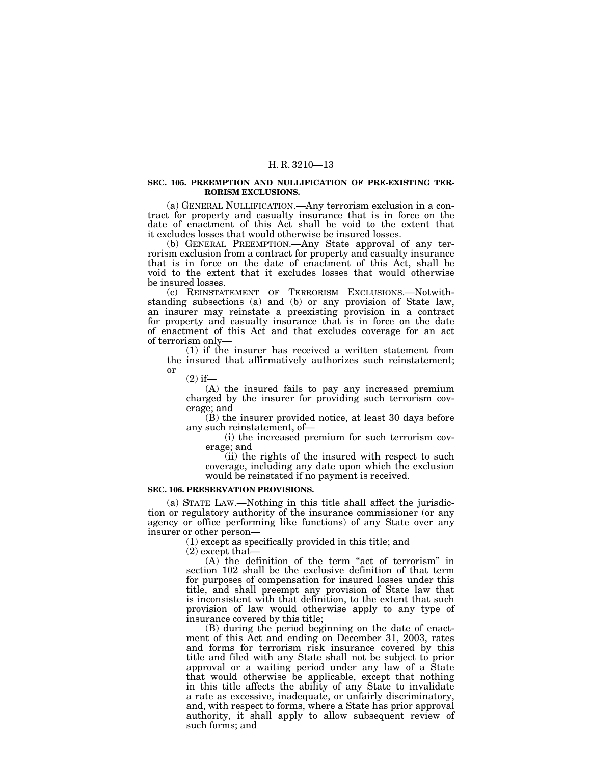### SEC. 105. PREEMPTION AND NULLIFICATION OF PRE-EXISTING TERRORISM EXCLUSIONS.

(a) GENERAL NULLIFICATION.—Any terrorism exclusion in a contract for property and casualty insurance that is in force on the date of enactment of this Act shall be void to the extent that it excludes losses that would otherwise be insured losses.

(b) GENERAL PREEMPTION.—Any State approval of any terrorism exclusion from a contract for property and casualty insurance that is in force on the date of enactment of this Act, shall be void to the extent that it excludes losses that would otherwise be insured losses.

(c) REINSTATEMENT OF TERRORISM EXCLUSIONS.—Notwithstanding subsections (a) and (b) or any provision of State law, an insurer may reinstate a preexisting provision in a contract for property and casualty insurance that is in force on the date of enactment of this Act and that excludes coverage for an act of terrorism only—

(1) if the insurer has received a written statement from the insured that affirmatively authorizes such reinstatement; or

(2) if—

(A) the insured fails to pay any increased premium charged by the insurer for providing such terrorism coverage; and

(B) the insurer provided notice, at least 30 days before any such reinstatement, of—

(i) the increased premium for such terrorism coverage; and

(ii) the rights of the insured with respect to such coverage, including any date upon which the exclusion would be reinstated if no payment is received.

### SEC. 106. PRESERVATION PROVISIONS.

(a) STATE LAW.—Nothing in this title shall affect the jurisdiction or regulatory authority of the insurance commissioner (or any agency or office performing like functions) of any State over any insurer or other person—

(1) except as specifically provided in this title; and

(2) except that—

(A) the definition of the term "act of terrorism" in section 102 shall be the exclusive definition of that term for purposes of compensation for insured losses under this title, and shall preempt any provision of State law that is inconsistent with that definition, to the extent that such provision of law would otherwise apply to any type of insurance covered by this title;

(B) during the period beginning on the date of enactment of this Act and ending on December 31, 2003, rates and forms for terrorism risk insurance covered by this title and filed with any State shall not be subject to prior approval or a waiting period under any law of a State that would otherwise be applicable, except that nothing in this title affects the ability of any State to invalidate a rate as excessive, inadequate, or unfairly discriminatory, and, with respect to forms, where a State has prior approval authority, it shall apply to allow subsequent review of such forms; and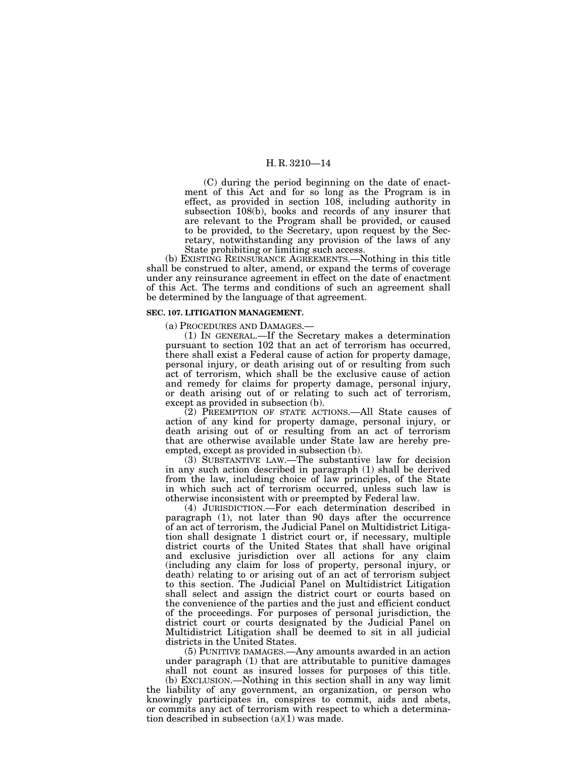(C) during the period beginning on the date of enactment of this Act and for so long as the Program is in effect, as provided in section 108, including authority in subsection 108(b), books and records of any insurer that are relevant to the Program shall be provided, or caused to be provided, to the Secretary, upon request by the Secretary, notwithstanding any provision of the laws of any State prohibiting or limiting such access.

(b) EXISTING REINSURANCE AGREEMENTS.—Nothing in this title shall be construed to alter, amend, or expand the terms of coverage under any reinsurance agreement in effect on the date of enactment of this Act. The terms and conditions of such an agreement shall be determined by the language of that agreement.

**SEC. 107. LITIGATION MANAGEMENT.**

(a) PROCEDURES AND DAMAGES.—

(1) IN GENERAL.—If the Secretary makes a determination pursuant to section 102 that an act of terrorism has occurred, there shall exist a Federal cause of action for property damage, personal injury, or death arising out of or resulting from such act of terrorism, which shall be the exclusive cause of action and remedy for claims for property damage, personal injury, or death arising out of or relating to such act of terrorism, except as provided in subsection (b).

(2) PREEMPTION OF STATE ACTIONS.—All State causes of action of any kind for property damage, personal injury, or death arising out of or resulting from an act of terrorism that are otherwise available under State law are hereby preempted, except as provided in subsection (b).

(3) SUBSTANTIVE LAW.—The substantive law for decision in any such action described in paragraph (1) shall be derived from the law, including choice of law principles, of the State in which such act of terrorism occurred, unless such law is otherwise inconsistent with or preempted by Federal law.

(4) JURISDICTION.—For each determination described in paragraph (1), not later than 90 days after the occurrence of an act of terrorism, the Judicial Panel on Multidistrict Litigation shall designate 1 district court or, if necessary, multiple district courts of the United States that shall have original and exclusive jurisdiction over all actions for any claim (including any claim for loss of property, personal injury, or death) relating to or arising out of an act of terrorism subject to this section. The Judicial Panel on Multidistrict Litigation shall select and assign the district court or courts based on the convenience of the parties and the just and efficient conduct of the proceedings. For purposes of personal jurisdiction, the district court or courts designated by the Judicial Panel on Multidistrict Litigation shall be deemed to sit in all judicial districts in the United States.

(5) PUNITIVE DAMAGES.—Any amounts awarded in an action under paragraph (1) that are attributable to punitive damages shall not count as insured losses for purposes of this title.

(b) EXCLUSION.—Nothing in this section shall in any way limit the liability of any government, an organization, or person who knowingly participates in, conspires to commit, aids and abets, or commits any act of terrorism with respect to which a determination described in subsection (a)(1) was made.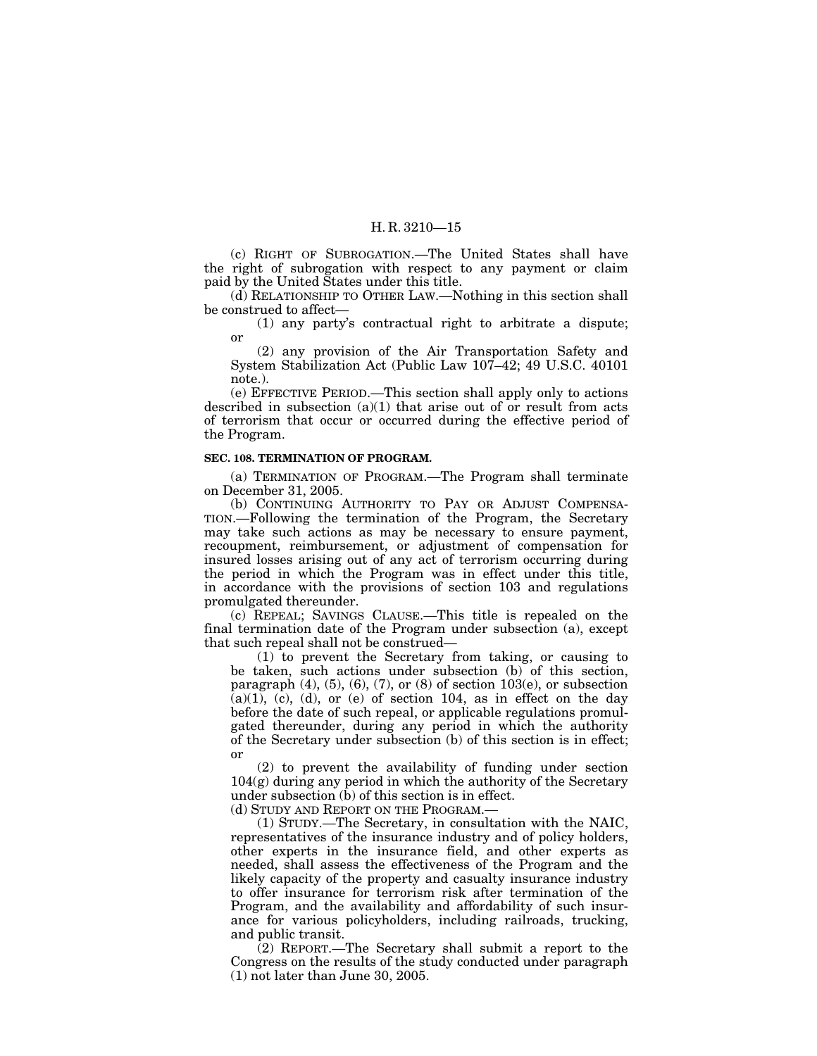(c) RIGHT OF SUBROGATION.—The United States shall have the right of subrogation with respect to any payment or claim paid by the United States under this title.

(d) RELATIONSHIP TO OTHER LAW.—Nothing in this section shall be construed to affect—

(1) any party's contractual right to arbitrate a dispute; or

(2) any provision of the Air Transportation Safety and System Stabilization Act (Public Law 107–42; 49 U.S.C. 40101 note.).

(e) EFFECTIVE PERIOD.—This section shall apply only to actions described in subsection (a)(1) that arise out of or result from acts of terrorism that occur or occurred during the effective period of the Program.

**SEC. 108. TERMINATION OF PROGRAM.**

(a) TERMINATION OF PROGRAM.—The Program shall terminate on December 31, 2005.

(b) CONTINUING AUTHORITY TO PAY OR ADJUST COMPENSATION.—Following the termination of the Program, the Secretary may take such actions as may be necessary to ensure payment, recoupment, reimbursement, or adjustment of compensation for insured losses arising out of any act of terrorism occurring during the period in which the Program was in effect under this title, in accordance with the provisions of section 103 and regulations promulgated thereunder.

(c) REPEAL; SAVINGS CLAUSE.—This title is repealed on the final termination date of the Program under subsection (a), except that such repeal shall not be construed—

(1) to prevent the Secretary from taking, or causing to be taken, such actions under subsection (b) of this section, paragraph (4), (5), (6), (7), or (8) of section 103(e), or subsection (a)(1), (c), (d), or (e) of section 104, as in effect on the day before the date of such repeal, or applicable regulations promulgated thereunder, during any period in which the authority of the Secretary under subsection (b) of this section is in effect; or

(2) to prevent the availability of funding under section 104(g) during any period in which the authority of the Secretary under subsection (b) of this section is in effect.

(d) STUDY AND REPORT ON THE PROGRAM.—

(1) STUDY.—The Secretary, in consultation with the NAIC, representatives of the insurance industry and of policy holders, other experts in the insurance field, and other experts as needed, shall assess the effectiveness of the Program and the likely capacity of the property and casualty insurance industry to offer insurance for terrorism risk after termination of the Program, and the availability and affordability of such insurance for various policyholders, including railroads, trucking, and public transit.

(2) REPORT.—The Secretary shall submit a report to the Congress on the results of the study conducted under paragraph (1) not later than June 30, 2005.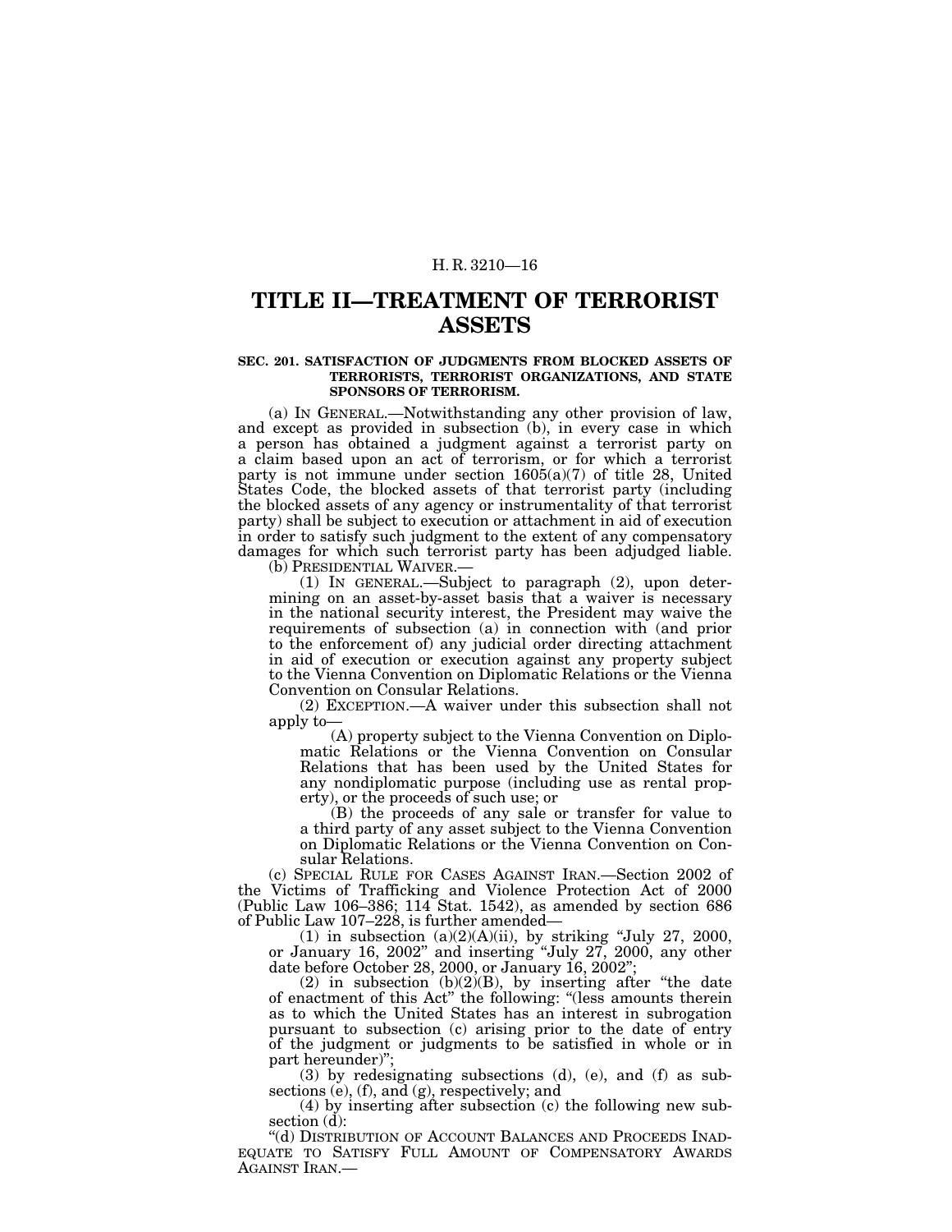# TITLE II—TREATMENT OF TERRORIST ASSETS

### SEC. 201. SATISFACTION OF JUDGMENTS FROM BLOCKED ASSETS OF TERRORISTS, TERRORIST ORGANIZATIONS, AND STATE SPONSORS OF TERRORISM.

(a) IN GENERAL.—Notwithstanding any other provision of law, and except as provided in subsection (b), in every case in which a person has obtained a judgment against a terrorist party on a claim based upon an act of terrorism, or for which a terrorist party is not immune under section 1605(a)(7) of title 28, United States Code, the blocked assets of that terrorist party (including the blocked assets of any agency or instrumentality of that terrorist party) shall be subject to execution or attachment in aid of execution in order to satisfy such judgment to the extent of any compensatory damages for which such terrorist party has been adjudged liable.

(b) PRESIDENTIAL WAIVER.—

(1) IN GENERAL.—Subject to paragraph (2), upon determining on an asset-by-asset basis that a waiver is necessary in the national security interest, the President may waive the requirements of subsection (a) in connection with (and prior to the enforcement of) any judicial order directing attachment in aid of execution or execution against any property subject to the Vienna Convention on Diplomatic Relations or the Vienna Convention on Consular Relations.

(2) EXCEPTION.—A waiver under this subsection shall not apply to—

(A) property subject to the Vienna Convention on Diplomatic Relations or the Vienna Convention on Consular Relations that has been used by the United States for any nondiplomatic purpose (including use as rental property), or the proceeds of such use; or

(B) the proceeds of any sale or transfer for value to a third party of any asset subject to the Vienna Convention on Diplomatic Relations or the Vienna Convention on Consular Relations.

(c) SPECIAL RULE FOR CASES AGAINST IRAN.—Section 2002 of the Victims of Trafficking and Violence Protection Act of 2000 (Public Law 106–386; 114 Stat. 1542), as amended by section 686 of Public Law 107–228, is further amended—

(1) in subsection (a)(2)(A)(ii), by striking "July 27, 2000, or January 16, 2002" and inserting "July 27, 2000, any other date before October 28, 2000, or January 16, 2002";

(2) in subsection (b)(2)(B), by inserting after "the date of enactment of this Act" the following: "(less amounts therein as to which the United States has an interest in subrogation pursuant to subsection (c) arising prior to the date of entry of the judgment or judgments to be satisfied in whole or in part hereunder)";

(3) by redesignating subsections (d), (e), and (f) as subsections (e), (f), and (g), respectively; and

(4) by inserting after subsection (c) the following new subsection (d):

"(d) DISTRIBUTION OF ACCOUNT BALANCES AND PROCEEDS INADEQUATE TO SATISFY FULL AMOUNT OF COMPENSATORY AWARDS AGAINST IRAN.—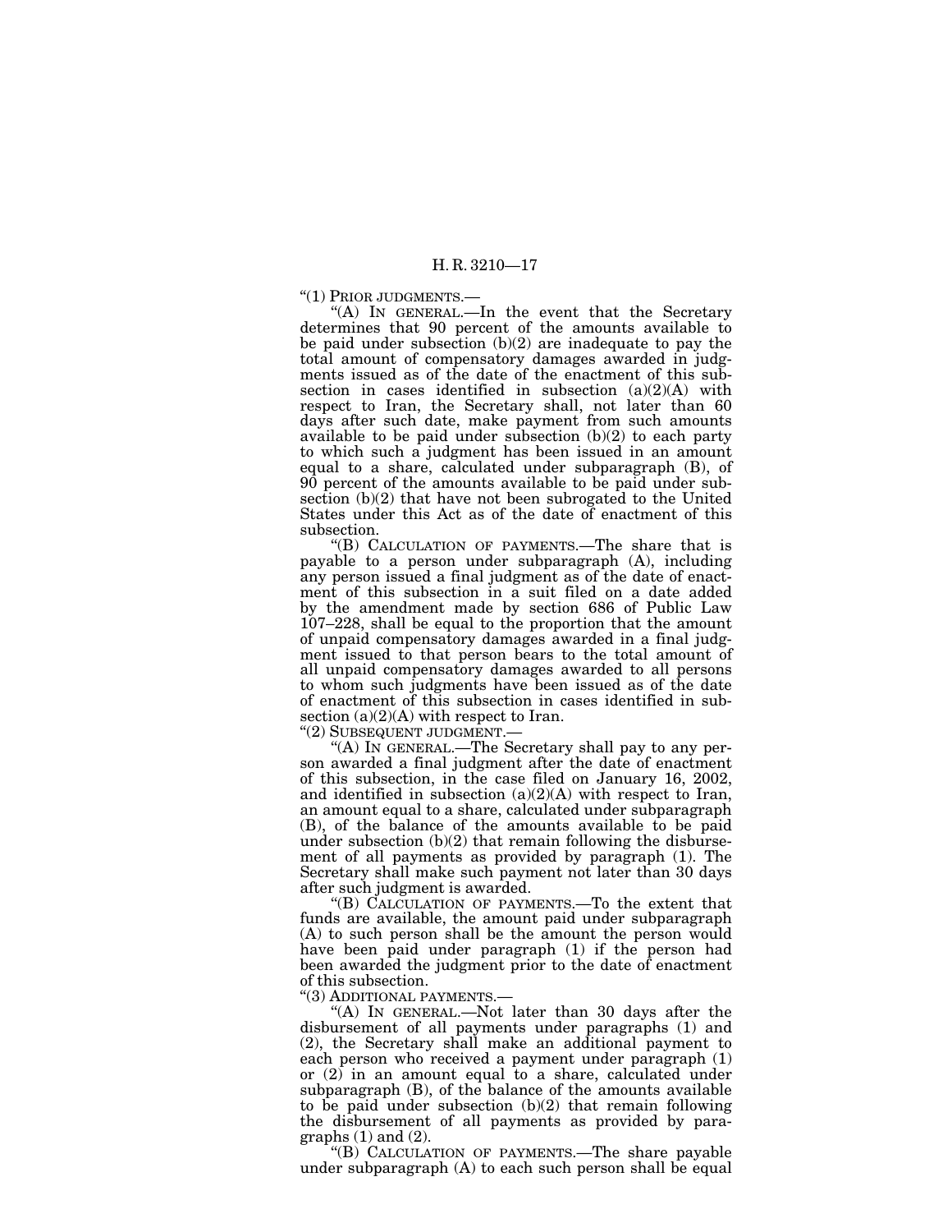"(1) PRIOR JUDGMENTS.—

"(A) IN GENERAL.—In the event that the Secretary determines that 90 percent of the amounts available to be paid under subsection (b)(2) are inadequate to pay the total amount of compensatory damages awarded in judgments issued as of the date of the enactment of this subsection in cases identified in subsection (a)(2)(A) with respect to Iran, the Secretary shall, not later than 60 days after such date, make payment from such amounts available to be paid under subsection (b)(2) to each party to which such a judgment has been issued in an amount equal to a share, calculated under subparagraph (B), of 90 percent of the amounts available to be paid under subsection (b)(2) that have not been subrogated to the United States under this Act as of the date of enactment of this subsection.

"(B) CALCULATION OF PAYMENTS.—The share that is payable to a person under subparagraph (A), including any person issued a final judgment as of the date of enactment of this subsection in a suit filed on a date added by the amendment made by section 686 of Public Law 107–228, shall be equal to the proportion that the amount of unpaid compensatory damages awarded in a final judgment issued to that person bears to the total amount of all unpaid compensatory damages awarded to all persons to whom such judgments have been issued as of the date of enactment of this subsection in cases identified in subsection (a)(2)(A) with respect to Iran.

"(2) SUBSEQUENT JUDGMENT.—

"(A) IN GENERAL.—The Secretary shall pay to any person awarded a final judgment after the date of enactment of this subsection, in the case filed on January 16, 2002, and identified in subsection (a)(2)(A) with respect to Iran, an amount equal to a share, calculated under subparagraph (B), of the balance of the amounts available to be paid under subsection (b)(2) that remain following the disbursement of all payments as provided by paragraph (1). The Secretary shall make such payment not later than 30 days after such judgment is awarded.

"(B) CALCULATION OF PAYMENTS.—To the extent that funds are available, the amount paid under subparagraph (A) to such person shall be the amount the person would have been paid under paragraph (1) if the person had been awarded the judgment prior to the date of enactment of this subsection.

"(3) ADDITIONAL PAYMENTS.—

"(A) IN GENERAL.—Not later than 30 days after the disbursement of all payments under paragraphs (1) and (2), the Secretary shall make an additional payment to each person who received a payment under paragraph (1) or (2) in an amount equal to a share, calculated under subparagraph (B), of the balance of the amounts available to be paid under subsection (b)(2) that remain following the disbursement of all payments as provided by paragraphs (1) and (2).

"(B) CALCULATION OF PAYMENTS.—The share payable under subparagraph (A) to each such person shall be equal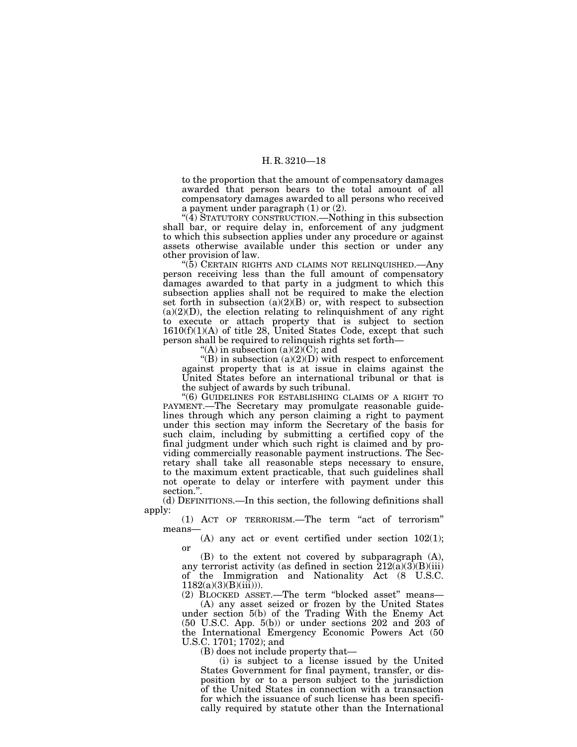to the proportion that the amount of compensatory damages awarded that person bears to the total amount of all compensatory damages awarded to all persons who received a payment under paragraph (1) or (2).

"(4) STATUTORY CONSTRUCTION.—Nothing in this subsection shall bar, or require delay in, enforcement of any judgment to which this subsection applies under any procedure or against assets otherwise available under this section or under any other provision of law.

"(5) CERTAIN RIGHTS AND CLAIMS NOT RELINQUISHED.—Any person receiving less than the full amount of compensatory damages awarded to that party in a judgment to which this subsection applies shall not be required to make the election set forth in subsection (a)(2)(B) or, with respect to subsection (a)(2)(D), the election relating to relinquishment of any right to execute or attach property that is subject to section 1610(f)(1)(A) of title 28, United States Code, except that such person shall be required to relinquish rights set forth—

"(A) in subsection (a)(2)(C); and

"(B) in subsection (a)(2)(D) with respect to enforcement against property that is at issue in claims against the United States before an international tribunal or that is the subject of awards by such tribunal.

"(6) GUIDELINES FOR ESTABLISHING CLAIMS OF A RIGHT TO PAYMENT.—The Secretary may promulgate reasonable guidelines through which any person claiming a right to payment under this section may inform the Secretary of the basis for such claim, including by submitting a certified copy of the final judgment under which such right is claimed and by providing commercially reasonable payment instructions. The Secretary shall take all reasonable steps necessary to ensure, to the maximum extent practicable, that such guidelines shall not operate to delay or interfere with payment under this section.".

(d) DEFINITIONS.—In this section, the following definitions shall apply:

(1) ACT OF TERRORISM.—The term "act of terrorism" means—

(A) any act or event certified under section 102(1); or

(B) to the extent not covered by subparagraph (A), any terrorist activity (as defined in section 212(a)(3)(B)(iii) of the Immigration and Nationality Act (8 U.S.C. 1182(a)(3)(B)(iii))).

(2) BLOCKED ASSET.—The term "blocked asset" means—

(A) any asset seized or frozen by the United States under section 5(b) of the Trading With the Enemy Act (50 U.S.C. App. 5(b)) or under sections 202 and 203 of the International Emergency Economic Powers Act (50 U.S.C. 1701; 1702); and

(B) does not include property that—

(i) is subject to a license issued by the United States Government for final payment, transfer, or disposition by or to a person subject to the jurisdiction of the United States in connection with a transaction for which the issuance of such license has been specifically required by statute other than the International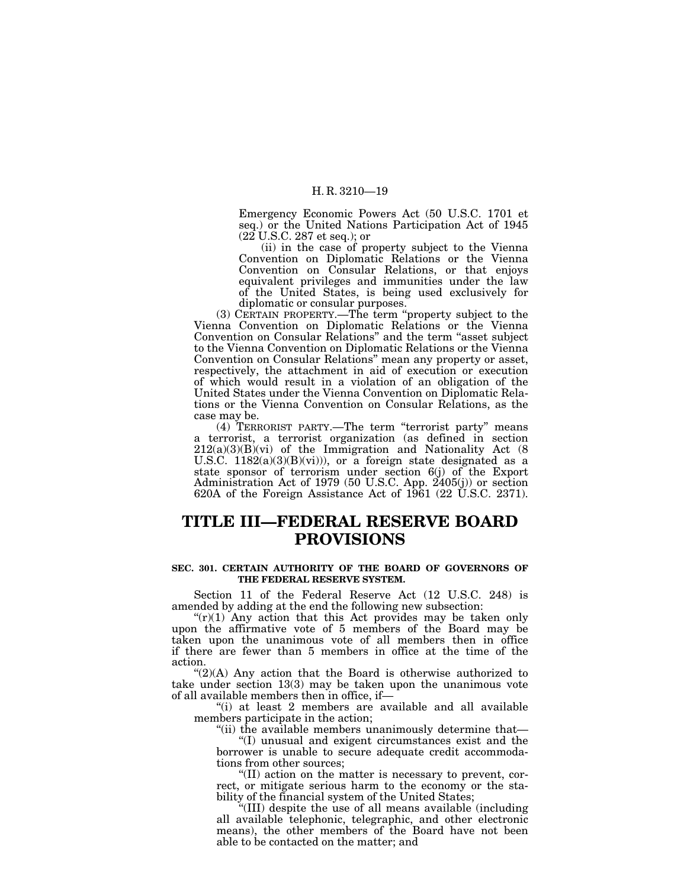Emergency Economic Powers Act (50 U.S.C. 1701 et seq.) or the United Nations Participation Act of 1945 (22 U.S.C. 287 et seq.); or

(ii) in the case of property subject to the Vienna Convention on Diplomatic Relations or the Vienna Convention on Consular Relations, or that enjoys equivalent privileges and immunities under the law of the United States, is being used exclusively for diplomatic or consular purposes.

(3) CERTAIN PROPERTY.—The term "property subject to the Vienna Convention on Diplomatic Relations or the Vienna Convention on Consular Relations" and the term "asset subject to the Vienna Convention on Diplomatic Relations or the Vienna Convention on Consular Relations" mean any property or asset, respectively, the attachment in aid of execution or execution of which would result in a violation of an obligation of the United States under the Vienna Convention on Diplomatic Relations or the Vienna Convention on Consular Relations, as the case may be.

(4) TERRORIST PARTY.—The term "terrorist party" means a terrorist, a terrorist organization (as defined in section 212(a)(3)(B)(vi) of the Immigration and Nationality Act (8 U.S.C. 1182(a)(3)(B)(vi))), or a foreign state designated as a state sponsor of terrorism under section 6(j) of the Export Administration Act of 1979 (50 U.S.C. App. 2405(j)) or section 620A of the Foreign Assistance Act of 1961 (22 U.S.C. 2371).

# TITLE III—FEDERAL RESERVE BOARD PROVISIONS

### SEC. 301. CERTAIN AUTHORITY OF THE BOARD OF GOVERNORS OF THE FEDERAL RESERVE SYSTEM.

Section 11 of the Federal Reserve Act (12 U.S.C. 248) is amended by adding at the end the following new subsection:

"(r)(1) Any action that this Act provides may be taken only upon the affirmative vote of 5 members of the Board may be taken upon the unanimous vote of all members then in office if there are fewer than 5 members in office at the time of the action.

"(2)(A) Any action that the Board is otherwise authorized to take under section 13(3) may be taken upon the unanimous vote of all available members then in office, if—

"(i) at least 2 members are available and all available members participate in the action;

"(ii) the available members unanimously determine that—

"(I) unusual and exigent circumstances exist and the borrower is unable to secure adequate credit accommodations from other sources;

"(II) action on the matter is necessary to prevent, correct, or mitigate serious harm to the economy or the stability of the financial system of the United States;

"(III) despite the use of all means available (including all available telephonic, telegraphic, and other electronic means), the other members of the Board have not been able to be contacted on the matter; and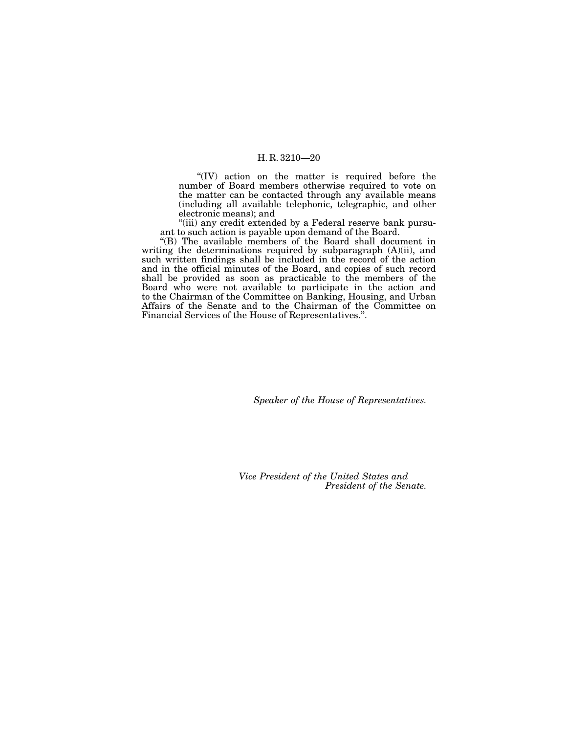"(IV) action on the matter is required before the number of Board members otherwise required to vote on the matter can be contacted through any available means (including all available telephonic, telegraphic, and other electronic means); and

"(iii) any credit extended by a Federal reserve bank pursuant to such action is payable upon demand of the Board.

"(B) The available members of the Board shall document in writing the determinations required by subparagraph (A)(ii), and such written findings shall be included in the record of the action and in the official minutes of the Board, and copies of such record shall be provided as soon as practicable to the members of the Board who were not available to participate in the action and to the Chairman of the Committee on Banking, Housing, and Urban Affairs of the Senate and to the Chairman of the Committee on Financial Services of the House of Representatives.".

*Speaker of the House of Representatives.*

*Vice President of the United States and President of the Senate.*